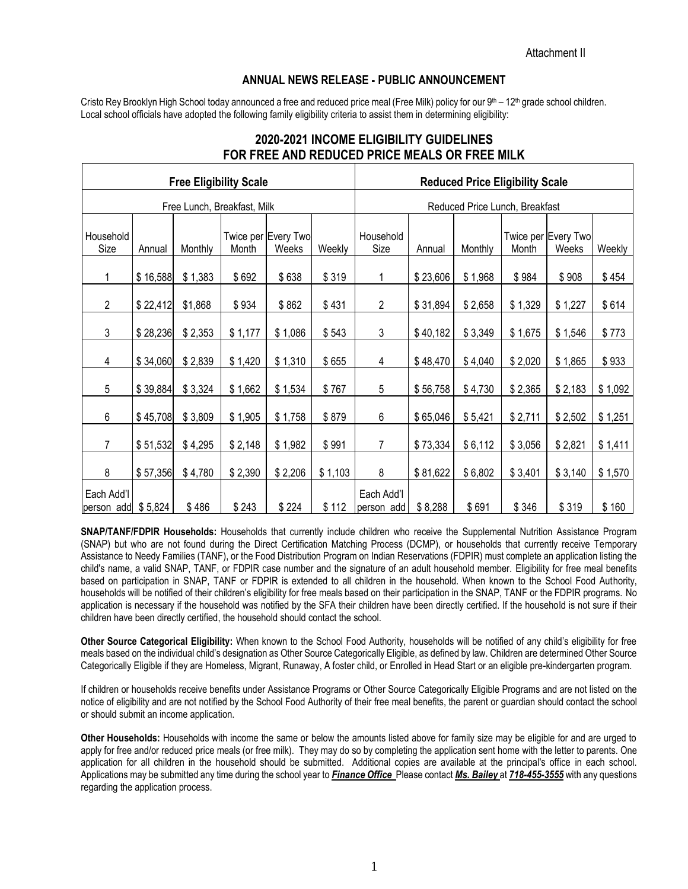Attachment II

## ANNUAL NEWS RELEASE - PUBLIC ANNOUNCEMENT

Cristo Rey Brooklyn High School today announced a free and reduced price meal (Free Milk) policy for our 9th – 12th grade school children. Local school officials have adopted the following family eligibility criteria to assist them in determining eligibility:

### 2020-2021 INCOME ELIGIBILITY GUIDELINES FOR FREE AND REDUCED PRICE MEALS OR FREE MILK

| Free Eligibility Scale | | | | | | Reduced Price Eligibility Scale | | | | | |
|---|---|---|---|---|---|---|---|---|---|---|---|
| Free Lunch, Breakfast, Milk | | | | | | Reduced Price Lunch, Breakfast | | | | | |
| Household Size | Annual | Monthly | Twice per Month | Every Two Weeks | Weekly | Household Size | Annual | Monthly | Twice per Month | Every Two Weeks | Weekly |
| 1 | $ 16,588 | $ 1,383 | $ 692 | $ 638 | $ 319 | 1 | $ 23,606 | $ 1,968 | $ 984 | $ 908 | $ 454 |
| 2 | $ 22,412 | $1,868 | $ 934 | $ 862 | $ 431 | 2 | $ 31,894 | $ 2,658 | $ 1,329 | $ 1,227 | $ 614 |
| 3 | $ 28,236 | $ 2,353 | $ 1,177 | $ 1,086 | $ 543 | 3 | $ 40,182 | $ 3,349 | $ 1,675 | $ 1,546 | $ 773 |
| 4 | $ 34,060 | $ 2,839 | $ 1,420 | $ 1,310 | $ 655 | 4 | $ 48,470 | $ 4,040 | $ 2,020 | $ 1,865 | $ 933 |
| 5 | $ 39,884 | $ 3,324 | $ 1,662 | $ 1,534 | $ 767 | 5 | $ 56,758 | $ 4,730 | $ 2,365 | $ 2,183 | $ 1,092 |
| 6 | $ 45,708 | $ 3,809 | $ 1,905 | $ 1,758 | $ 879 | 6 | $ 65,046 | $ 5,421 | $ 2,711 | $ 2,502 | $ 1,251 |
| 7 | $ 51,532 | $ 4,295 | $ 2,148 | $ 1,982 | $ 991 | 7 | $ 73,334 | $ 6,112 | $ 3,056 | $ 2,821 | $ 1,411 |
| 8 | $ 57,356 | $ 4,780 | $ 2,390 | $ 2,206 | $ 1,103 | 8 | $ 81,622 | $ 6,802 | $ 3,401 | $ 3,140 | $ 1,570 |
| Each Add'l person add | $ 5,824 | $ 486 | $ 243 | $ 224 | $ 112 | Each Add'l person add | $ 8,288 | $ 691 | $ 346 | $ 319 | $ 160 |

**SNAP/TANF/FDPIR Households:** Households that currently include children who receive the Supplemental Nutrition Assistance Program (SNAP) but who are not found during the Direct Certification Matching Process (DCMP), or households that currently receive Temporary Assistance to Needy Families (TANF), or the Food Distribution Program on Indian Reservations (FDPIR) must complete an application listing the child's name, a valid SNAP, TANF, or FDPIR case number and the signature of an adult household member. Eligibility for free meal benefits based on participation in SNAP, TANF or FDPIR is extended to all children in the household. When known to the School Food Authority, households will be notified of their children's eligibility for free meals based on their participation in the SNAP, TANF or the FDPIR programs. No application is necessary if the household was notified by the SFA their children have been directly certified. If the household is not sure if their children have been directly certified, the household should contact the school.

**Other Source Categorical Eligibility:** When known to the School Food Authority, households will be notified of any child's eligibility for free meals based on the individual child's designation as Other Source Categorically Eligible, as defined by law. Children are determined Other Source Categorically Eligible if they are Homeless, Migrant, Runaway, A foster child, or Enrolled in Head Start or an eligible pre-kindergarten program.

If children or households receive benefits under Assistance Programs or Other Source Categorically Eligible Programs and are not listed on the notice of eligibility and are not notified by the School Food Authority of their free meal benefits, the parent or guardian should contact the school or should submit an income application.

**Other Households:** Households with income the same or below the amounts listed above for family size may be eligible for and are urged to apply for free and/or reduced price meals (or free milk). They may do so by completing the application sent home with the letter to parents. One application for all children in the household should be submitted. Additional copies are available at the principal's office in each school. Applications may be submitted any time during the school year to ***Finance Office*** Please contact ***Ms. Bailey*** at ***718-455-3555*** with any questions regarding the application process.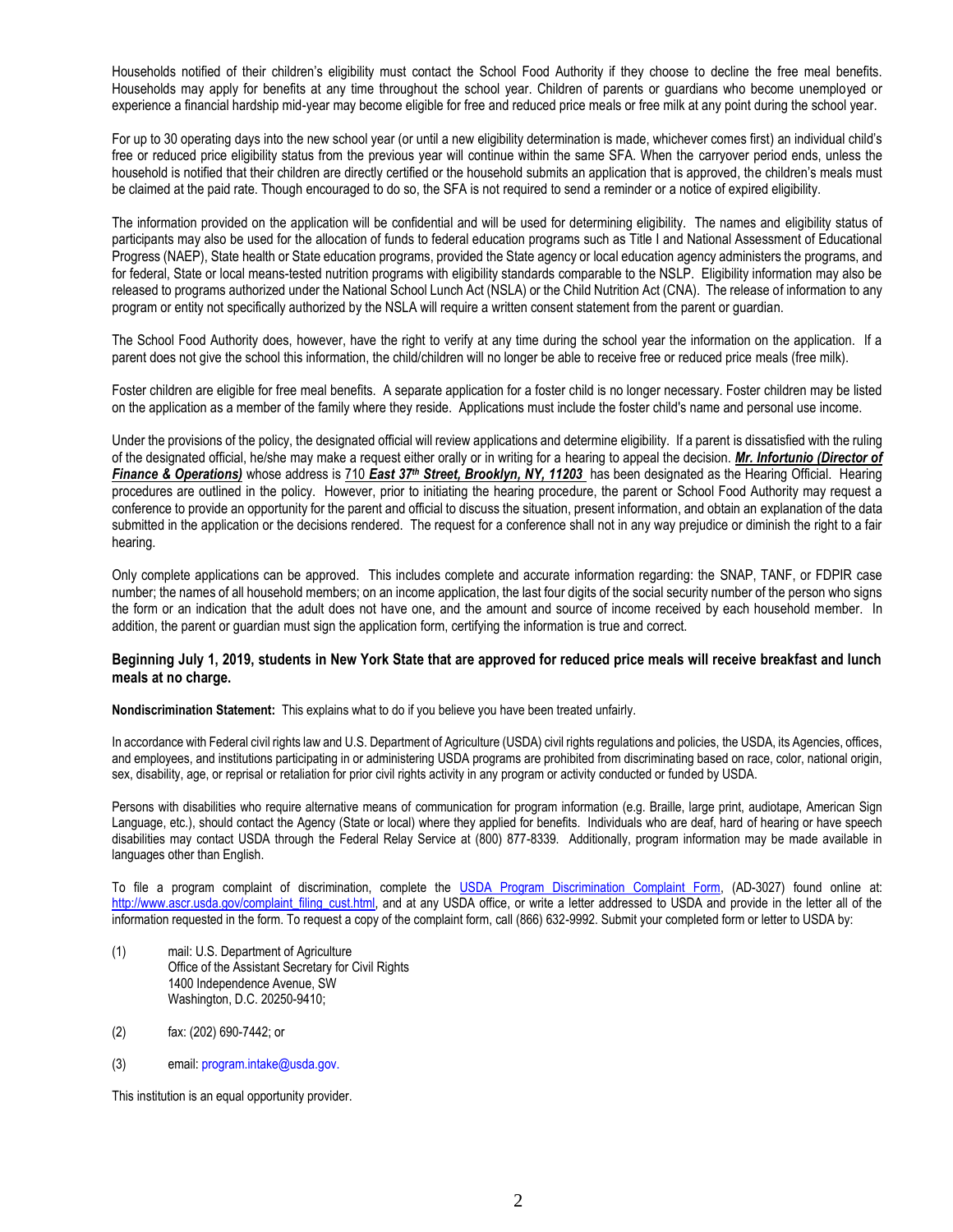Households notified of their children's eligibility must contact the School Food Authority if they choose to decline the free meal benefits. Households may apply for benefits at any time throughout the school year. Children of parents or guardians who become unemployed or experience a financial hardship mid-year may become eligible for free and reduced price meals or free milk at any point during the school year.

For up to 30 operating days into the new school year (or until a new eligibility determination is made, whichever comes first) an individual child's free or reduced price eligibility status from the previous year will continue within the same SFA. When the carryover period ends, unless the household is notified that their children are directly certified or the household submits an application that is approved, the children's meals must be claimed at the paid rate. Though encouraged to do so, the SFA is not required to send a reminder or a notice of expired eligibility.

The information provided on the application will be confidential and will be used for determining eligibility. The names and eligibility status of participants may also be used for the allocation of funds to federal education programs such as Title I and National Assessment of Educational Progress (NAEP), State health or State education programs, provided the State agency or local education agency administers the programs, and for federal, State or local means-tested nutrition programs with eligibility standards comparable to the NSLP. Eligibility information may also be released to programs authorized under the National School Lunch Act (NSLA) or the Child Nutrition Act (CNA). The release of information to any program or entity not specifically authorized by the NSLA will require a written consent statement from the parent or guardian.

The School Food Authority does, however, have the right to verify at any time during the school year the information on the application. If a parent does not give the school this information, the child/children will no longer be able to receive free or reduced price meals (free milk).

Foster children are eligible for free meal benefits. A separate application for a foster child is no longer necessary. Foster children may be listed on the application as a member of the family where they reside. Applications must include the foster child's name and personal use income.

Under the provisions of the policy, the designated official will review applications and determine eligibility. If a parent is dissatisfied with the ruling of the designated official, he/she may make a request either orally or in writing for a hearing to appeal the decision. ***Mr. Infortunio (Director of Finance & Operations)*** whose address is 710 ***East 37th Street, Brooklyn, NY, 11203*** has been designated as the Hearing Official. Hearing procedures are outlined in the policy. However, prior to initiating the hearing procedure, the parent or School Food Authority may request a conference to provide an opportunity for the parent and official to discuss the situation, present information, and obtain an explanation of the data submitted in the application or the decisions rendered. The request for a conference shall not in any way prejudice or diminish the right to a fair hearing.

Only complete applications can be approved. This includes complete and accurate information regarding: the SNAP, TANF, or FDPIR case number; the names of all household members; on an income application, the last four digits of the social security number of the person who signs the form or an indication that the adult does not have one, and the amount and source of income received by each household member. In addition, the parent or guardian must sign the application form, certifying the information is true and correct.

**Beginning July 1, 2019, students in New York State that are approved for reduced price meals will receive breakfast and lunch meals at no charge.**

**Nondiscrimination Statement:** This explains what to do if you believe you have been treated unfairly.

In accordance with Federal civil rights law and U.S. Department of Agriculture (USDA) civil rights regulations and policies, the USDA, its Agencies, offices, and employees, and institutions participating in or administering USDA programs are prohibited from discriminating based on race, color, national origin, sex, disability, age, or reprisal or retaliation for prior civil rights activity in any program or activity conducted or funded by USDA.

Persons with disabilities who require alternative means of communication for program information (e.g. Braille, large print, audiotape, American Sign Language, etc.), should contact the Agency (State or local) where they applied for benefits. Individuals who are deaf, hard of hearing or have speech disabilities may contact USDA through the Federal Relay Service at (800) 877-8339. Additionally, program information may be made available in languages other than English.

To file a program complaint of discrimination, complete the USDA Program Discrimination Complaint Form, (AD-3027) found online at: http://www.ascr.usda.gov/complaint_filing_cust.html, and at any USDA office, or write a letter addressed to USDA and provide in the letter all of the information requested in the form. To request a copy of the complaint form, call (866) 632-9992. Submit your completed form or letter to USDA by:

(1) mail: U.S. Department of Agriculture
Office of the Assistant Secretary for Civil Rights
1400 Independence Avenue, SW
Washington, D.C. 20250-9410;

(2) fax: (202) 690-7442; or

(3) email: program.intake@usda.gov.

This institution is an equal opportunity provider.